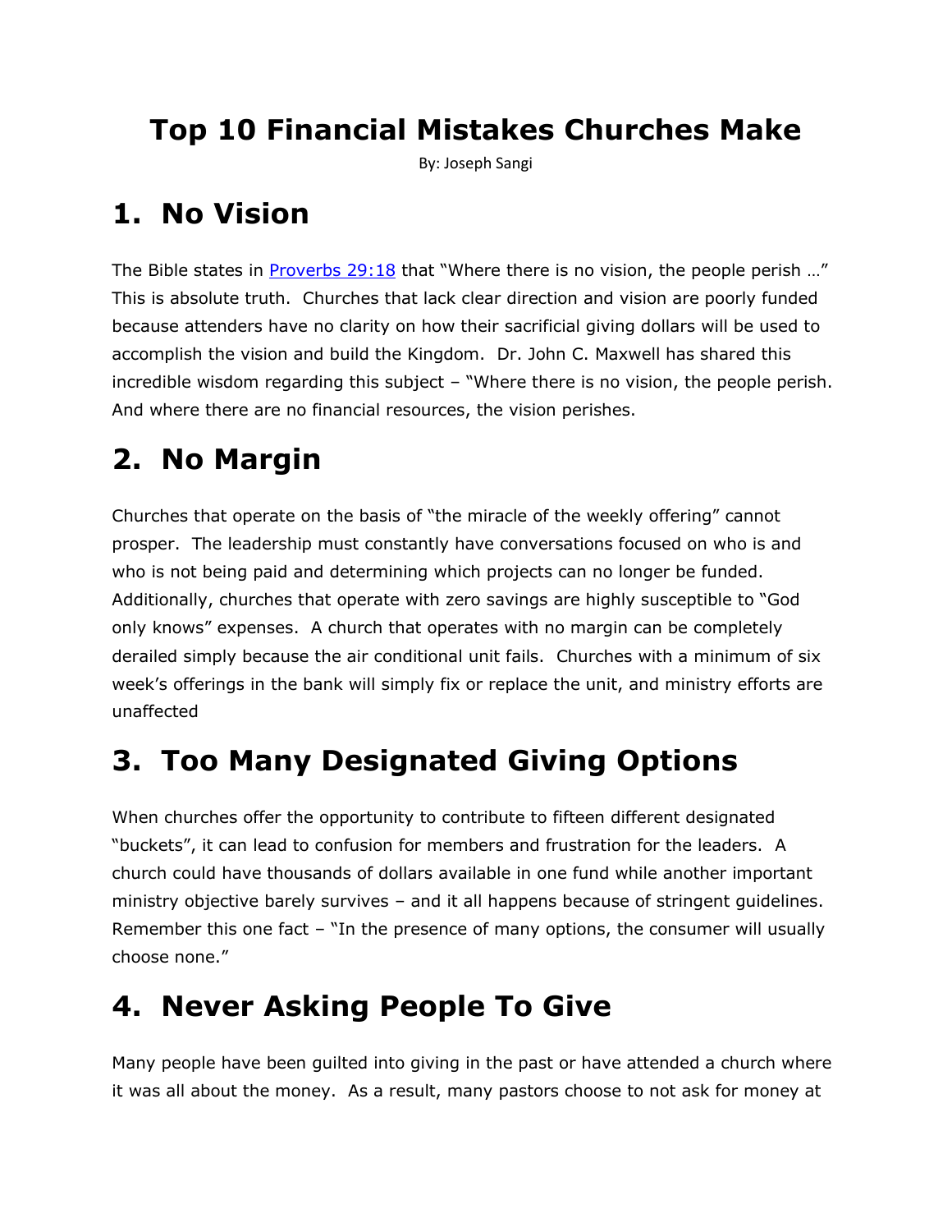# Top 10 Financial Mistakes Churches Make

By: Joseph Sangi

## 1. No Vision

The Bible states in [Proverbs 29:18](Proverbs 29:18) that "Where there is no vision, the people perish …" This is absolute truth. Churches that lack clear direction and vision are poorly funded because attenders have no clarity on how their sacrificial giving dollars will be used to accomplish the vision and build the Kingdom. Dr. John C. Maxwell has shared this incredible wisdom regarding this subject – "Where there is no vision, the people perish. And where there are no financial resources, the vision perishes.

## 2. No Margin

Churches that operate on the basis of "the miracle of the weekly offering" cannot prosper. The leadership must constantly have conversations focused on who is and who is not being paid and determining which projects can no longer be funded. Additionally, churches that operate with zero savings are highly susceptible to "God only knows" expenses. A church that operates with no margin can be completely derailed simply because the air conditional unit fails. Churches with a minimum of six week's offerings in the bank will simply fix or replace the unit, and ministry efforts are unaffected

## 3. Too Many Designated Giving Options

When churches offer the opportunity to contribute to fifteen different designated "buckets", it can lead to confusion for members and frustration for the leaders. A church could have thousands of dollars available in one fund while another important ministry objective barely survives – and it all happens because of stringent guidelines. Remember this one fact – "In the presence of many options, the consumer will usually choose none."

## 4. Never Asking People To Give

Many people have been guilted into giving in the past or have attended a church where it was all about the money. As a result, many pastors choose to not ask for money at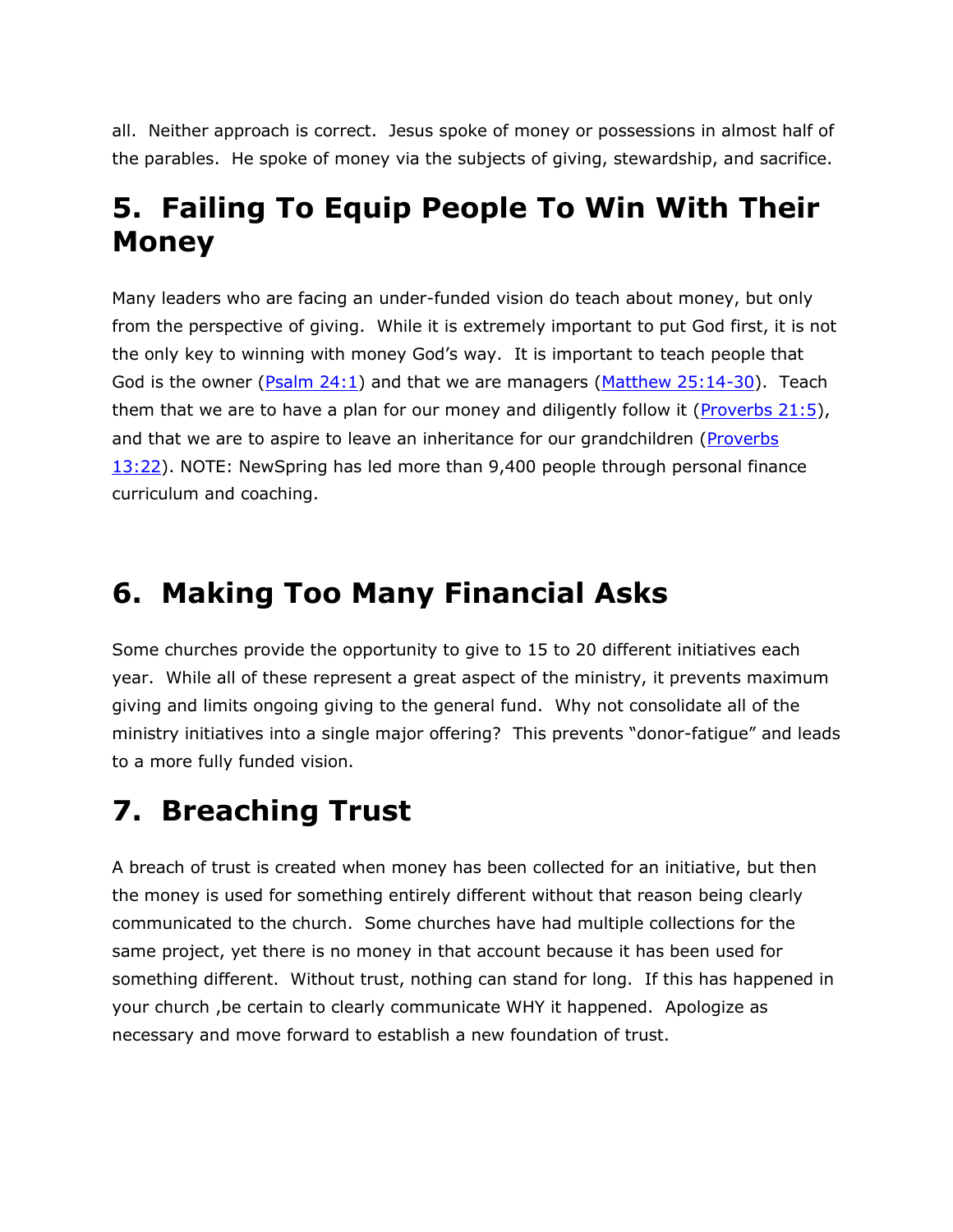all.  Neither approach is correct.  Jesus spoke of money or possessions in almost half of the parables.  He spoke of money via the subjects of giving, stewardship, and sacrifice.

# 5.  Failing To Equip People To Win With Their Money

Many leaders who are facing an under-funded vision do teach about money, but only from the perspective of giving.  While it is extremely important to put God first, it is not the only key to winning with money God's way.  It is important to teach people that God is the owner (Psalm 24:1) and that we are managers (Matthew 25:14-30).  Teach them that we are to have a plan for our money and diligently follow it (Proverbs 21:5), and that we are to aspire to leave an inheritance for our grandchildren (Proverbs 13:22). NOTE: NewSpring has led more than 9,400 people through personal finance curriculum and coaching.

# 6.  Making Too Many Financial Asks

Some churches provide the opportunity to give to 15 to 20 different initiatives each year.  While all of these represent a great aspect of the ministry, it prevents maximum giving and limits ongoing giving to the general fund.  Why not consolidate all of the ministry initiatives into a single major offering?  This prevents "donor-fatigue" and leads to a more fully funded vision.

# 7.  Breaching Trust

A breach of trust is created when money has been collected for an initiative, but then the money is used for something entirely different without that reason being clearly communicated to the church.  Some churches have had multiple collections for the same project, yet there is no money in that account because it has been used for something different.  Without trust, nothing can stand for long.  If this has happened in your church ,be certain to clearly communicate WHY it happened.  Apologize as necessary and move forward to establish a new foundation of trust.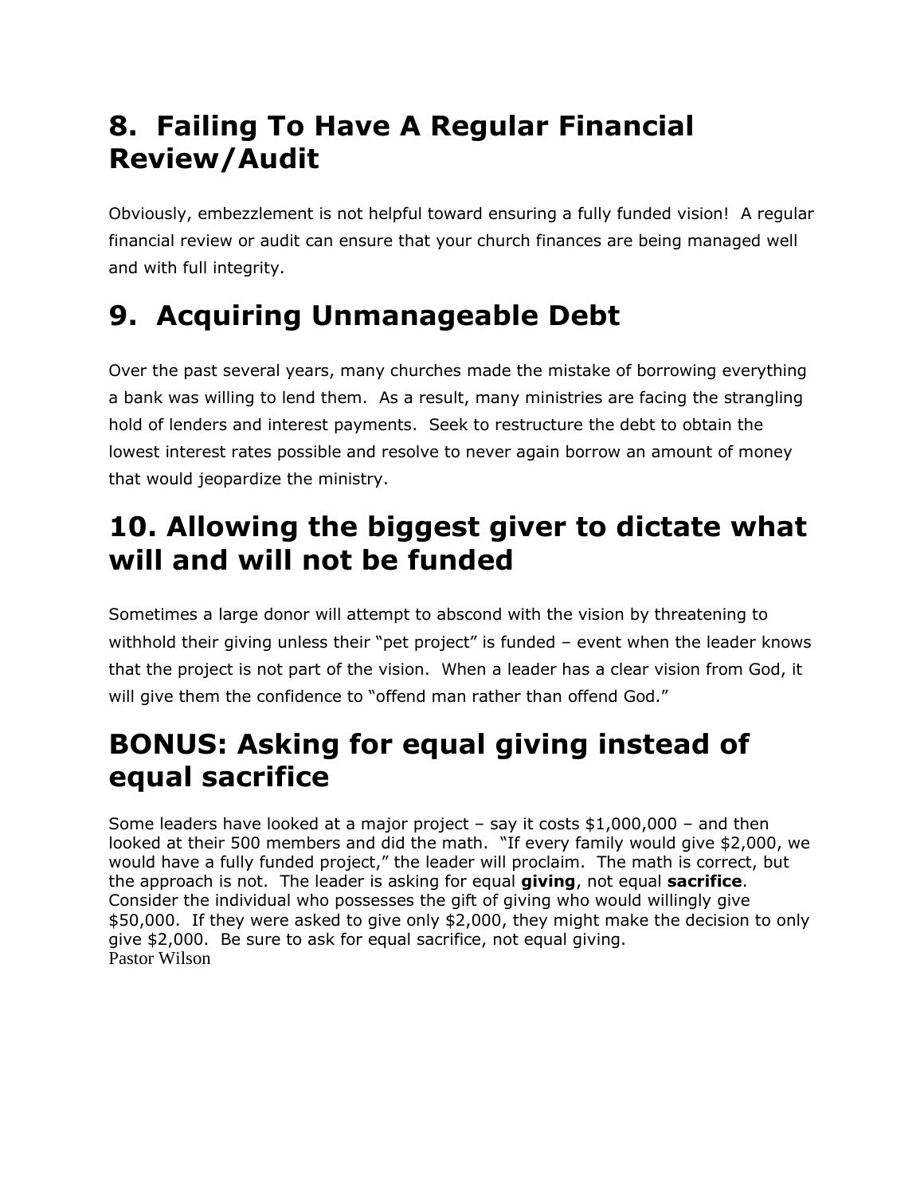## 8. Failing To Have A Regular Financial Review/Audit

Obviously, embezzlement is not helpful toward ensuring a fully funded vision! A regular financial review or audit can ensure that your church finances are being managed well and with full integrity.

## 9. Acquiring Unmanageable Debt

Over the past several years, many churches made the mistake of borrowing everything a bank was willing to lend them. As a result, many ministries are facing the strangling hold of lenders and interest payments. Seek to restructure the debt to obtain the lowest interest rates possible and resolve to never again borrow an amount of money that would jeopardize the ministry.

## 10. Allowing the biggest giver to dictate what will and will not be funded

Sometimes a large donor will attempt to abscond with the vision by threatening to withhold their giving unless their "pet project" is funded – event when the leader knows that the project is not part of the vision. When a leader has a clear vision from God, it will give them the confidence to "offend man rather than offend God."

## BONUS: Asking for equal giving instead of equal sacrifice

Some leaders have looked at a major project – say it costs $1,000,000 – and then looked at their 500 members and did the math. "If every family would give $2,000, we would have a fully funded project," the leader will proclaim. The math is correct, but the approach is not. The leader is asking for equal **giving**, not equal **sacrifice**. Consider the individual who possesses the gift of giving who would willingly give $50,000. If they were asked to give only $2,000, they might make the decision to only give $2,000. Be sure to ask for equal sacrifice, not equal giving.

Pastor Wilson